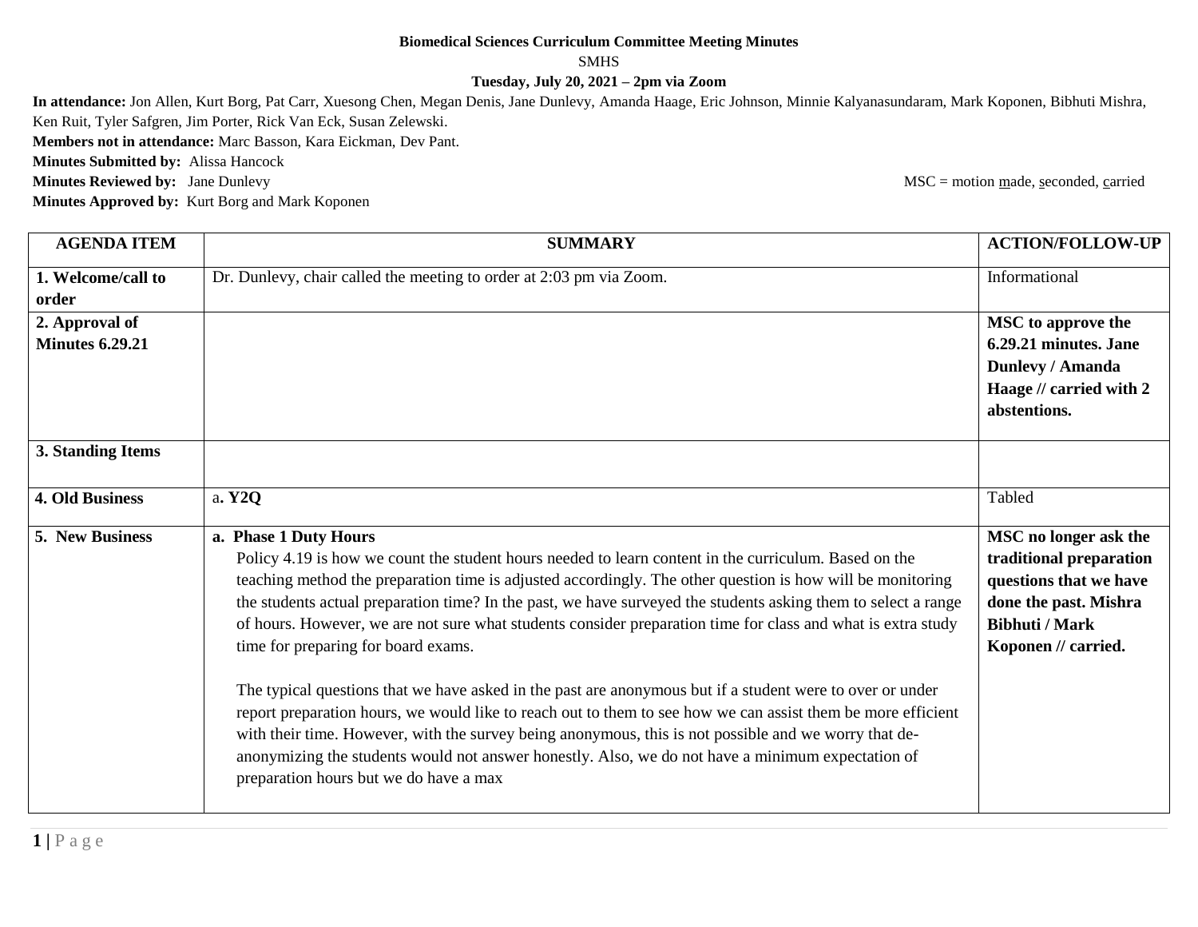**Biomedical Sciences Curriculum Committee Meeting Minutes**

SMHS

**Tuesday, July 20, 2021 – 2pm via Zoom**

**In attendance:** Jon Allen, Kurt Borg, Pat Carr, Xuesong Chen, Megan Denis, Jane Dunlevy, Amanda Haage, Eric Johnson, Minnie Kalyanasundaram, Mark Koponen, Bibhuti Mishra, Ken Ruit, Tyler Safgren, Jim Porter, Rick Van Eck, Susan Zelewski.

**Members not in attendance:** Marc Basson, Kara Eickman, Dev Pant.

**Minutes Submitted by:** Alissa Hancock

**Minutes Reviewed by:** Jane Dunlevy

MSC = motion made, seconded, carried

**Minutes Approved by:** Kurt Borg and Mark Koponen

| AGENDA ITEM | SUMMARY | ACTION/FOLLOW-UP |
|---|---|---|
| **1. Welcome/call to order** | Dr. Dunlevy, chair called the meeting to order at 2:03 pm via Zoom. | Informational |
| **2. Approval of Minutes 6.29.21** | | **MSC to approve the 6.29.21 minutes. Jane Dunlevy / Amanda Haage // carried with 2 abstentions.** |
| **3. Standing Items** | | |
| **4. Old Business** | a**. Y2Q** | Tabled |
| **5. New Business** | **a. Phase 1 Duty Hours**<br>Policy 4.19 is how we count the student hours needed to learn content in the curriculum. Based on the teaching method the preparation time is adjusted accordingly. The other question is how will be monitoring the students actual preparation time? In the past, we have surveyed the students asking them to select a range of hours. However, we are not sure what students consider preparation time for class and what is extra study time for preparing for board exams.<br><br>The typical questions that we have asked in the past are anonymous but if a student were to over or under report preparation hours, we would like to reach out to them to see how we can assist them be more efficient with their time. However, with the survey being anonymous, this is not possible and we worry that de-anonymizing the students would not answer honestly. Also, we do not have a minimum expectation of preparation hours but we do have a max | **MSC no longer ask the traditional preparation questions that we have done the past. Mishra Bibhuti / Mark Koponen // carried.** |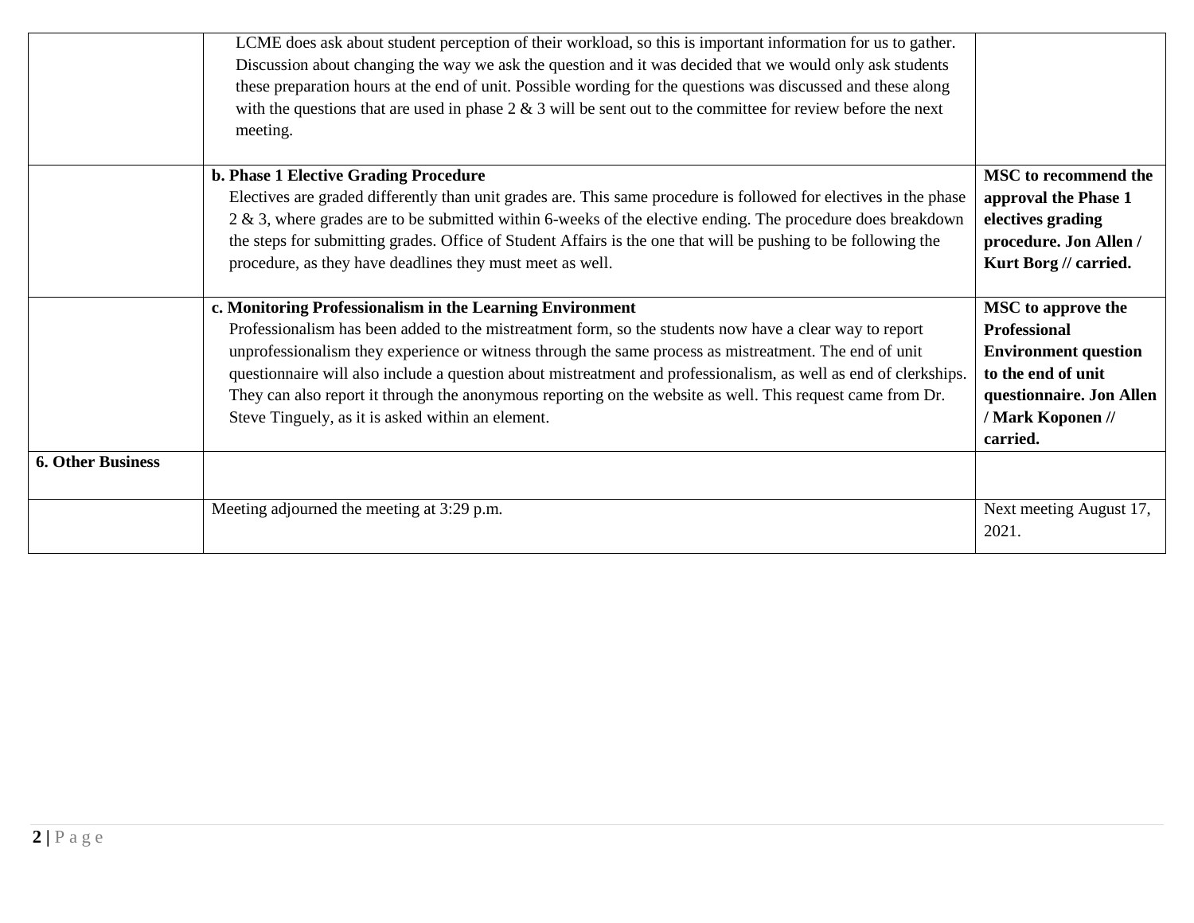| | | |
|---|---|---|
| | LCME does ask about student perception of their workload, so this is important information for us to gather. Discussion about changing the way we ask the question and it was decided that we would only ask students these preparation hours at the end of unit. Possible wording for the questions was discussed and these along with the questions that are used in phase 2 & 3 will be sent out to the committee for review before the next meeting. | |
| | **b. Phase 1 Elective Grading Procedure**<br>Electives are graded differently than unit grades are. This same procedure is followed for electives in the phase 2 & 3, where grades are to be submitted within 6-weeks of the elective ending. The procedure does breakdown the steps for submitting grades. Office of Student Affairs is the one that will be pushing to be following the procedure, as they have deadlines they must meet as well. | **MSC to recommend the approval the Phase 1 electives grading procedure. Jon Allen / Kurt Borg // carried.** |
| | **c. Monitoring Professionalism in the Learning Environment**<br>Professionalism has been added to the mistreatment form, so the students now have a clear way to report unprofessionalism they experience or witness through the same process as mistreatment. The end of unit questionnaire will also include a question about mistreatment and professionalism, as well as end of clerkships. They can also report it through the anonymous reporting on the website as well. This request came from Dr. Steve Tinguely, as it is asked within an element. | **MSC to approve the Professional Environment question to the end of unit questionnaire. Jon Allen / Mark Koponen // carried.** |
| **6. Other Business** | | |
| | Meeting adjourned the meeting at 3:29 p.m. | Next meeting August 17, 2021. |